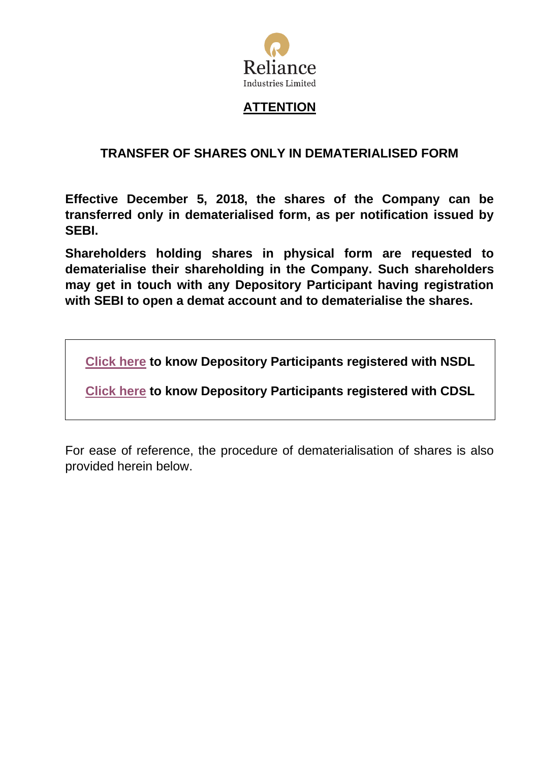Reliance
Industries Limited

# ATTENTION

## TRANSFER OF SHARES ONLY IN DEMATERIALISED FORM

**Effective December 5, 2018, the shares of the Company can be transferred only in dematerialised form, as per notification issued by SEBI.**

**Shareholders holding shares in physical form are requested to dematerialise their shareholding in the Company. Such shareholders may get in touch with any Depository Participant having registration with SEBI to open a demat account and to dematerialise the shares.**

Click here **to know Depository Participants registered with NSDL**

Click here **to know Depository Participants registered with CDSL**

For ease of reference, the procedure of dematerialisation of shares is also provided herein below.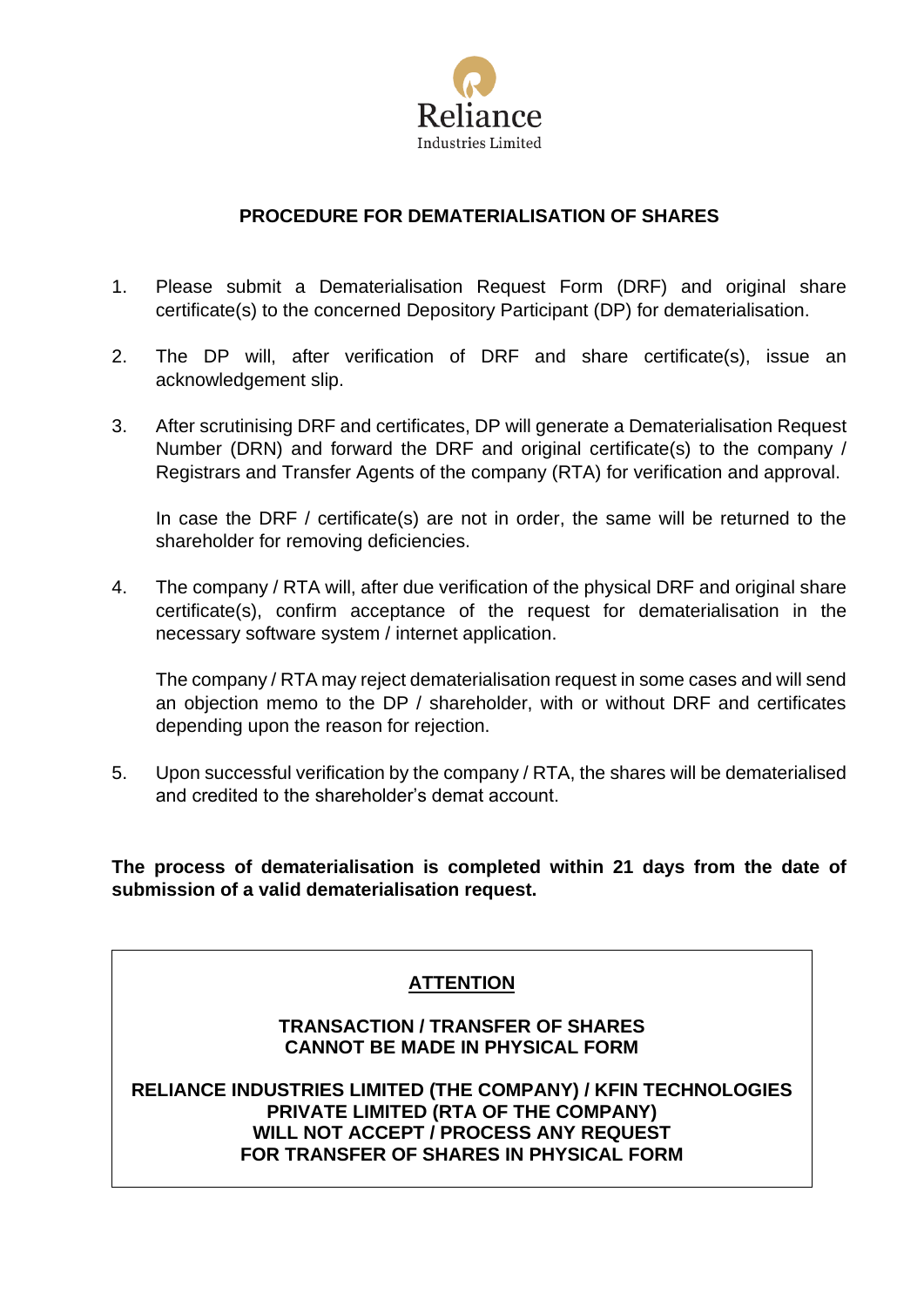Reliance
Industries Limited

## PROCEDURE FOR DEMATERIALISATION OF SHARES

1. Please submit a Dematerialisation Request Form (DRF) and original share certificate(s) to the concerned Depository Participant (DP) for dematerialisation.

2. The DP will, after verification of DRF and share certificate(s), issue an acknowledgement slip.

3. After scrutinising DRF and certificates, DP will generate a Dematerialisation Request Number (DRN) and forward the DRF and original certificate(s) to the company / Registrars and Transfer Agents of the company (RTA) for verification and approval.

   In case the DRF / certificate(s) are not in order, the same will be returned to the shareholder for removing deficiencies.

4. The company / RTA will, after due verification of the physical DRF and original share certificate(s), confirm acceptance of the request for dematerialisation in the necessary software system / internet application.

   The company / RTA may reject dematerialisation request in some cases and will send an objection memo to the DP / shareholder, with or without DRF and certificates depending upon the reason for rejection.

5. Upon successful verification by the company / RTA, the shares will be dematerialised and credited to the shareholder's demat account.

**The process of dematerialisation is completed within 21 days from the date of submission of a valid dematerialisation request.**

**ATTENTION**

**TRANSACTION / TRANSFER OF SHARES CANNOT BE MADE IN PHYSICAL FORM**

**RELIANCE INDUSTRIES LIMITED (THE COMPANY) / KFIN TECHNOLOGIES PRIVATE LIMITED (RTA OF THE COMPANY) WILL NOT ACCEPT / PROCESS ANY REQUEST FOR TRANSFER OF SHARES IN PHYSICAL FORM**